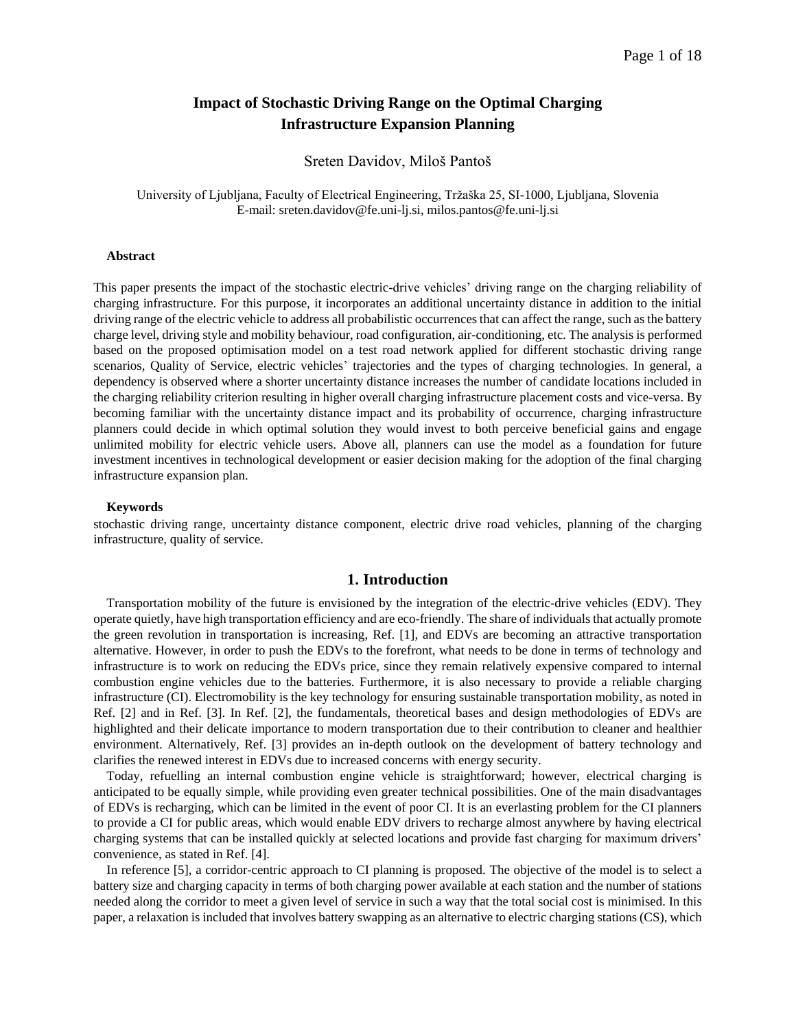# Impact of Stochastic Driving Range on the Optimal Charging Infrastructure Expansion Planning

Sreten Davidov, Miloš Pantoš

University of Ljubljana, Faculty of Electrical Engineering, Tržaška 25, SI-1000, Ljubljana, Slovenia
E-mail: sreten.davidov@fe.uni-lj.si, milos.pantos@fe.uni-lj.si

**Abstract**

This paper presents the impact of the stochastic electric-drive vehicles' driving range on the charging reliability of charging infrastructure. For this purpose, it incorporates an additional uncertainty distance in addition to the initial driving range of the electric vehicle to address all probabilistic occurrences that can affect the range, such as the battery charge level, driving style and mobility behaviour, road configuration, air-conditioning, etc. The analysis is performed based on the proposed optimisation model on a test road network applied for different stochastic driving range scenarios, Quality of Service, electric vehicles' trajectories and the types of charging technologies. In general, a dependency is observed where a shorter uncertainty distance increases the number of candidate locations included in the charging reliability criterion resulting in higher overall charging infrastructure placement costs and vice-versa. By becoming familiar with the uncertainty distance impact and its probability of occurrence, charging infrastructure planners could decide in which optimal solution they would invest to both perceive beneficial gains and engage unlimited mobility for electric vehicle users. Above all, planners can use the model as a foundation for future investment incentives in technological development or easier decision making for the adoption of the final charging infrastructure expansion plan.

**Keywords**

stochastic driving range, uncertainty distance component, electric drive road vehicles, planning of the charging infrastructure, quality of service.

## 1. Introduction

Transportation mobility of the future is envisioned by the integration of the electric-drive vehicles (EDV). They operate quietly, have high transportation efficiency and are eco-friendly. The share of individuals that actually promote the green revolution in transportation is increasing, Ref. [1], and EDVs are becoming an attractive transportation alternative. However, in order to push the EDVs to the forefront, what needs to be done in terms of technology and infrastructure is to work on reducing the EDVs price, since they remain relatively expensive compared to internal combustion engine vehicles due to the batteries. Furthermore, it is also necessary to provide a reliable charging infrastructure (CI). Electromobility is the key technology for ensuring sustainable transportation mobility, as noted in Ref. [2] and in Ref. [3]. In Ref. [2], the fundamentals, theoretical bases and design methodologies of EDVs are highlighted and their delicate importance to modern transportation due to their contribution to cleaner and healthier environment. Alternatively, Ref. [3] provides an in-depth outlook on the development of battery technology and clarifies the renewed interest in EDVs due to increased concerns with energy security.

Today, refuelling an internal combustion engine vehicle is straightforward; however, electrical charging is anticipated to be equally simple, while providing even greater technical possibilities. One of the main disadvantages of EDVs is recharging, which can be limited in the event of poor CI. It is an everlasting problem for the CI planners to provide a CI for public areas, which would enable EDV drivers to recharge almost anywhere by having electrical charging systems that can be installed quickly at selected locations and provide fast charging for maximum drivers' convenience, as stated in Ref. [4].

In reference [5], a corridor-centric approach to CI planning is proposed. The objective of the model is to select a battery size and charging capacity in terms of both charging power available at each station and the number of stations needed along the corridor to meet a given level of service in such a way that the total social cost is minimised. In this paper, a relaxation is included that involves battery swapping as an alternative to electric charging stations (CS), which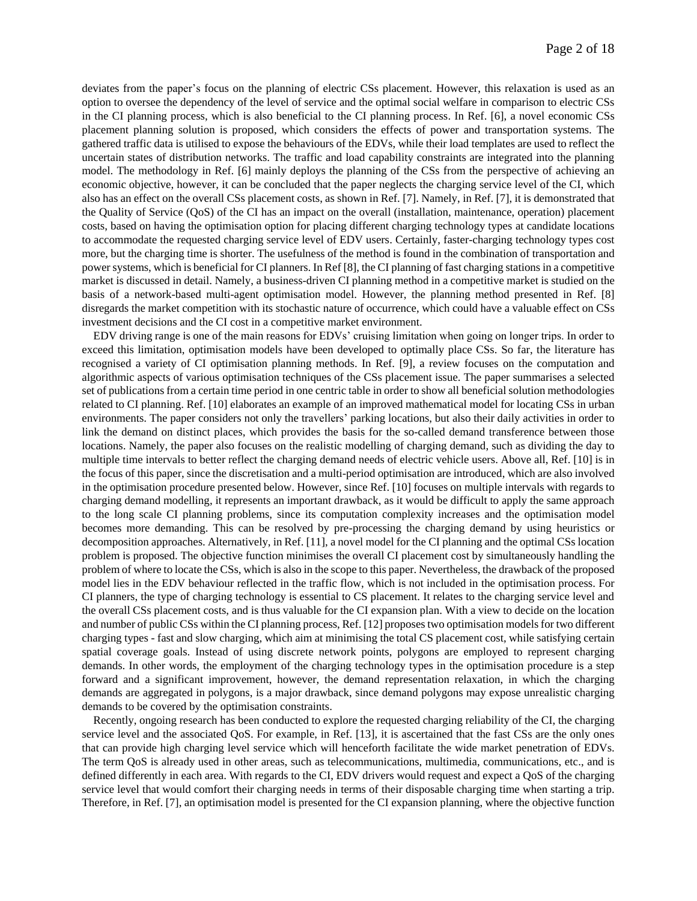deviates from the paper's focus on the planning of electric CSs placement. However, this relaxation is used as an option to oversee the dependency of the level of service and the optimal social welfare in comparison to electric CSs in the CI planning process, which is also beneficial to the CI planning process. In Ref. [6], a novel economic CSs placement planning solution is proposed, which considers the effects of power and transportation systems. The gathered traffic data is utilised to expose the behaviours of the EDVs, while their load templates are used to reflect the uncertain states of distribution networks. The traffic and load capability constraints are integrated into the planning model. The methodology in Ref. [6] mainly deploys the planning of the CSs from the perspective of achieving an economic objective, however, it can be concluded that the paper neglects the charging service level of the CI, which also has an effect on the overall CSs placement costs, as shown in Ref. [7]. Namely, in Ref. [7], it is demonstrated that the Quality of Service (QoS) of the CI has an impact on the overall (installation, maintenance, operation) placement costs, based on having the optimisation option for placing different charging technology types at candidate locations to accommodate the requested charging service level of EDV users. Certainly, faster-charging technology types cost more, but the charging time is shorter. The usefulness of the method is found in the combination of transportation and power systems, which is beneficial for CI planners. In Ref [8], the CI planning of fast charging stations in a competitive market is discussed in detail. Namely, a business-driven CI planning method in a competitive market is studied on the basis of a network-based multi-agent optimisation model. However, the planning method presented in Ref. [8] disregards the market competition with its stochastic nature of occurrence, which could have a valuable effect on CSs investment decisions and the CI cost in a competitive market environment.

EDV driving range is one of the main reasons for EDVs' cruising limitation when going on longer trips. In order to exceed this limitation, optimisation models have been developed to optimally place CSs. So far, the literature has recognised a variety of CI optimisation planning methods. In Ref. [9], a review focuses on the computation and algorithmic aspects of various optimisation techniques of the CSs placement issue. The paper summarises a selected set of publications from a certain time period in one centric table in order to show all beneficial solution methodologies related to CI planning. Ref. [10] elaborates an example of an improved mathematical model for locating CSs in urban environments. The paper considers not only the travellers' parking locations, but also their daily activities in order to link the demand on distinct places, which provides the basis for the so-called demand transference between those locations. Namely, the paper also focuses on the realistic modelling of charging demand, such as dividing the day to multiple time intervals to better reflect the charging demand needs of electric vehicle users. Above all, Ref. [10] is in the focus of this paper, since the discretisation and a multi-period optimisation are introduced, which are also involved in the optimisation procedure presented below. However, since Ref. [10] focuses on multiple intervals with regards to charging demand modelling, it represents an important drawback, as it would be difficult to apply the same approach to the long scale CI planning problems, since its computation complexity increases and the optimisation model becomes more demanding. This can be resolved by pre-processing the charging demand by using heuristics or decomposition approaches. Alternatively, in Ref. [11], a novel model for the CI planning and the optimal CSs location problem is proposed. The objective function minimises the overall CI placement cost by simultaneously handling the problem of where to locate the CSs, which is also in the scope to this paper. Nevertheless, the drawback of the proposed model lies in the EDV behaviour reflected in the traffic flow, which is not included in the optimisation process. For CI planners, the type of charging technology is essential to CS placement. It relates to the charging service level and the overall CSs placement costs, and is thus valuable for the CI expansion plan. With a view to decide on the location and number of public CSs within the CI planning process, Ref. [12] proposes two optimisation models for two different charging types - fast and slow charging, which aim at minimising the total CS placement cost, while satisfying certain spatial coverage goals. Instead of using discrete network points, polygons are employed to represent charging demands. In other words, the employment of the charging technology types in the optimisation procedure is a step forward and a significant improvement, however, the demand representation relaxation, in which the charging demands are aggregated in polygons, is a major drawback, since demand polygons may expose unrealistic charging demands to be covered by the optimisation constraints.

Recently, ongoing research has been conducted to explore the requested charging reliability of the CI, the charging service level and the associated QoS. For example, in Ref. [13], it is ascertained that the fast CSs are the only ones that can provide high charging level service which will henceforth facilitate the wide market penetration of EDVs. The term QoS is already used in other areas, such as telecommunications, multimedia, communications, etc., and is defined differently in each area. With regards to the CI, EDV drivers would request and expect a QoS of the charging service level that would comfort their charging needs in terms of their disposable charging time when starting a trip. Therefore, in Ref. [7], an optimisation model is presented for the CI expansion planning, where the objective function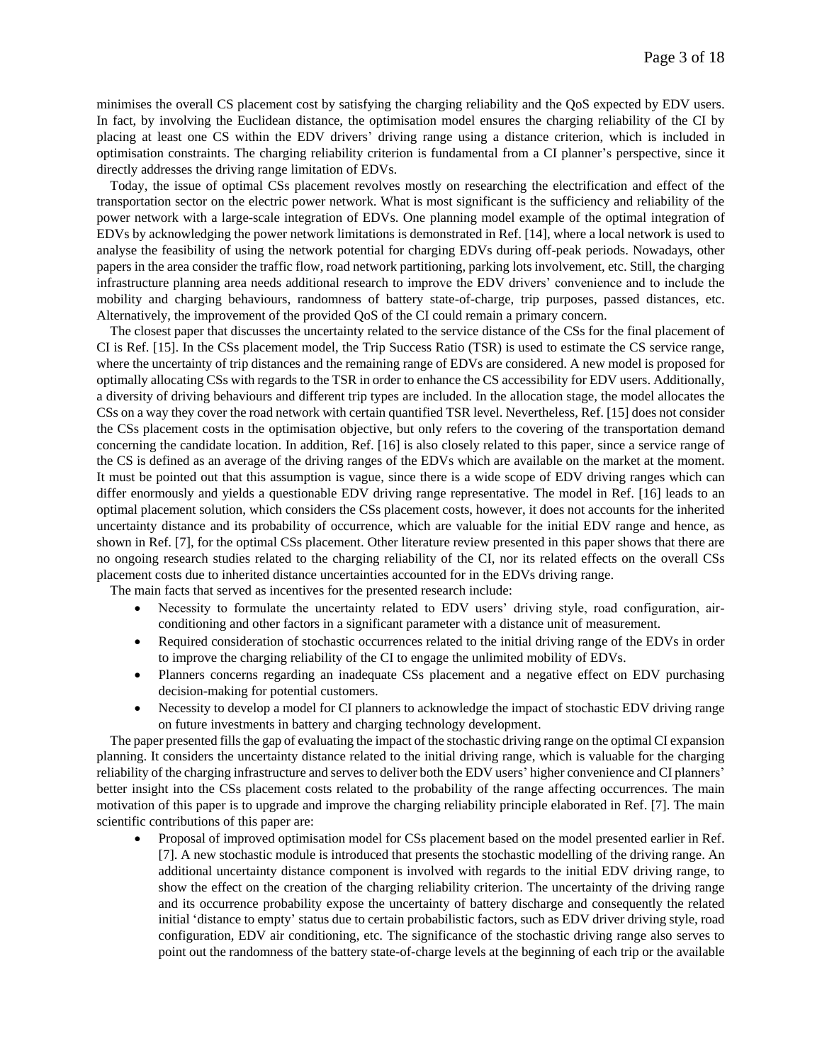minimises the overall CS placement cost by satisfying the charging reliability and the QoS expected by EDV users. In fact, by involving the Euclidean distance, the optimisation model ensures the charging reliability of the CI by placing at least one CS within the EDV drivers' driving range using a distance criterion, which is included in optimisation constraints. The charging reliability criterion is fundamental from a CI planner's perspective, since it directly addresses the driving range limitation of EDVs.

Today, the issue of optimal CSs placement revolves mostly on researching the electrification and effect of the transportation sector on the electric power network. What is most significant is the sufficiency and reliability of the power network with a large-scale integration of EDVs. One planning model example of the optimal integration of EDVs by acknowledging the power network limitations is demonstrated in Ref. [14], where a local network is used to analyse the feasibility of using the network potential for charging EDVs during off-peak periods. Nowadays, other papers in the area consider the traffic flow, road network partitioning, parking lots involvement, etc. Still, the charging infrastructure planning area needs additional research to improve the EDV drivers' convenience and to include the mobility and charging behaviours, randomness of battery state-of-charge, trip purposes, passed distances, etc. Alternatively, the improvement of the provided QoS of the CI could remain a primary concern.

The closest paper that discusses the uncertainty related to the service distance of the CSs for the final placement of CI is Ref. [15]. In the CSs placement model, the Trip Success Ratio (TSR) is used to estimate the CS service range, where the uncertainty of trip distances and the remaining range of EDVs are considered. A new model is proposed for optimally allocating CSs with regards to the TSR in order to enhance the CS accessibility for EDV users. Additionally, a diversity of driving behaviours and different trip types are included. In the allocation stage, the model allocates the CSs on a way they cover the road network with certain quantified TSR level. Nevertheless, Ref. [15] does not consider the CSs placement costs in the optimisation objective, but only refers to the covering of the transportation demand concerning the candidate location. In addition, Ref. [16] is also closely related to this paper, since a service range of the CS is defined as an average of the driving ranges of the EDVs which are available on the market at the moment. It must be pointed out that this assumption is vague, since there is a wide scope of EDV driving ranges which can differ enormously and yields a questionable EDV driving range representative. The model in Ref. [16] leads to an optimal placement solution, which considers the CSs placement costs, however, it does not accounts for the inherited uncertainty distance and its probability of occurrence, which are valuable for the initial EDV range and hence, as shown in Ref. [7], for the optimal CSs placement. Other literature review presented in this paper shows that there are no ongoing research studies related to the charging reliability of the CI, nor its related effects on the overall CSs placement costs due to inherited distance uncertainties accounted for in the EDVs driving range.

The main facts that served as incentives for the presented research include:

- Necessity to formulate the uncertainty related to EDV users' driving style, road configuration, air-conditioning and other factors in a significant parameter with a distance unit of measurement.
- Required consideration of stochastic occurrences related to the initial driving range of the EDVs in order to improve the charging reliability of the CI to engage the unlimited mobility of EDVs.
- Planners concerns regarding an inadequate CSs placement and a negative effect on EDV purchasing decision-making for potential customers.
- Necessity to develop a model for CI planners to acknowledge the impact of stochastic EDV driving range on future investments in battery and charging technology development.

The paper presented fills the gap of evaluating the impact of the stochastic driving range on the optimal CI expansion planning. It considers the uncertainty distance related to the initial driving range, which is valuable for the charging reliability of the charging infrastructure and serves to deliver both the EDV users' higher convenience and CI planners' better insight into the CSs placement costs related to the probability of the range affecting occurrences. The main motivation of this paper is to upgrade and improve the charging reliability principle elaborated in Ref. [7]. The main scientific contributions of this paper are:

- Proposal of improved optimisation model for CSs placement based on the model presented earlier in Ref. [7]. A new stochastic module is introduced that presents the stochastic modelling of the driving range. An additional uncertainty distance component is involved with regards to the initial EDV driving range, to show the effect on the creation of the charging reliability criterion. The uncertainty of the driving range and its occurrence probability expose the uncertainty of battery discharge and consequently the related initial 'distance to empty' status due to certain probabilistic factors, such as EDV driver driving style, road configuration, EDV air conditioning, etc. The significance of the stochastic driving range also serves to point out the randomness of the battery state-of-charge levels at the beginning of each trip or the available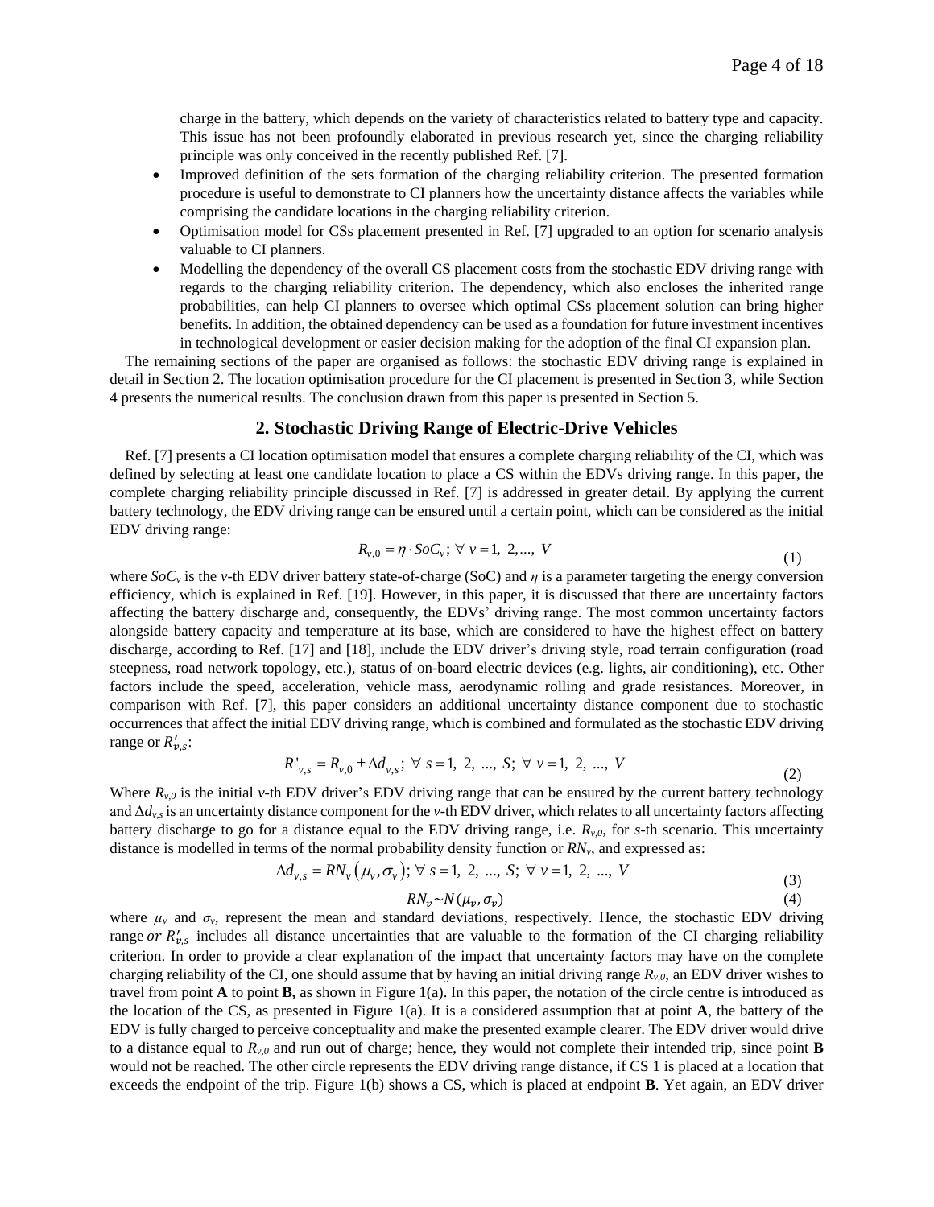charge in the battery, which depends on the variety of characteristics related to battery type and capacity. This issue has not been profoundly elaborated in previous research yet, since the charging reliability principle was only conceived in the recently published Ref. [7].

- Improved definition of the sets formation of the charging reliability criterion. The presented formation procedure is useful to demonstrate to CI planners how the uncertainty distance affects the variables while comprising the candidate locations in the charging reliability criterion.
- Optimisation model for CSs placement presented in Ref. [7] upgraded to an option for scenario analysis valuable to CI planners.
- Modelling the dependency of the overall CS placement costs from the stochastic EDV driving range with regards to the charging reliability criterion. The dependency, which also encloses the inherited range probabilities, can help CI planners to oversee which optimal CSs placement solution can bring higher benefits. In addition, the obtained dependency can be used as a foundation for future investment incentives in technological development or easier decision making for the adoption of the final CI expansion plan.

The remaining sections of the paper are organised as follows: the stochastic EDV driving range is explained in detail in Section 2. The location optimisation procedure for the CI placement is presented in Section 3, while Section 4 presents the numerical results. The conclusion drawn from this paper is presented in Section 5.

## 2. Stochastic Driving Range of Electric-Drive Vehicles

Ref. [7] presents a CI location optimisation model that ensures a complete charging reliability of the CI, which was defined by selecting at least one candidate location to place a CS within the EDVs driving range. In this paper, the complete charging reliability principle discussed in Ref. [7] is addressed in greater detail. By applying the current battery technology, the EDV driving range can be ensured until a certain point, which can be considered as the initial EDV driving range:

$$R_{v,0} = \eta \cdot SoC_v;\ \forall\ v = 1,\ 2, ...,\ V \tag{1}$$

where $SoC_v$ is the $v$-th EDV driver battery state-of-charge (SoC) and $\eta$ is a parameter targeting the energy conversion efficiency, which is explained in Ref. [19]. However, in this paper, it is discussed that there are uncertainty factors affecting the battery discharge and, consequently, the EDVs' driving range. The most common uncertainty factors alongside battery capacity and temperature at its base, which are considered to have the highest effect on battery discharge, according to Ref. [17] and [18], include the EDV driver's driving style, road terrain configuration (road steepness, road network topology, etc.), status of on-board electric devices (e.g. lights, air conditioning), etc. Other factors include the speed, acceleration, vehicle mass, aerodynamic rolling and grade resistances. Moreover, in comparison with Ref. [7], this paper considers an additional uncertainty distance component due to stochastic occurrences that affect the initial EDV driving range, which is combined and formulated as the stochastic EDV driving range or $R'_{v,s}$:

$$R'_{v,s} = R_{v,0} \pm \Delta d_{v,s};\ \forall\ s = 1,\ 2,\ ...,\ S;\ \forall\ v = 1,\ 2,\ ...,\ V \tag{2}$$

Where $R_{v,0}$ is the initial $v$-th EDV driver's EDV driving range that can be ensured by the current battery technology and $\Delta d_{v,s}$ is an uncertainty distance component for the $v$-th EDV driver, which relates to all uncertainty factors affecting battery discharge to go for a distance equal to the EDV driving range, i.e. $R_{v,0}$, for $s$-th scenario. This uncertainty distance is modelled in terms of the normal probability density function or $RN_v$, and expressed as:

$$\Delta d_{v,s} = RN_v\left(\mu_v, \sigma_v\right);\ \forall\ s = 1,\ 2,\ ...,\ S;\ \forall\ v = 1,\ 2,\ ...,\ V \tag{3}$$

$$RN_v \sim N(\mu_v, \sigma_v) \tag{4}$$

where $\mu_v$ and $\sigma_v$, represent the mean and standard deviations, respectively. Hence, the stochastic EDV driving range *or* $R'_{v,s}$ includes all distance uncertainties that are valuable to the formation of the CI charging reliability criterion. In order to provide a clear explanation of the impact that uncertainty factors may have on the complete charging reliability of the CI, one should assume that by having an initial driving range $R_{v,0}$, an EDV driver wishes to travel from point **A** to point **B,** as shown in Figure 1(a). In this paper, the notation of the circle centre is introduced as the location of the CS, as presented in Figure 1(a). It is a considered assumption that at point **A**, the battery of the EDV is fully charged to perceive conceptuality and make the presented example clearer. The EDV driver would drive to a distance equal to $R_{v,0}$ and run out of charge; hence, they would not complete their intended trip, since point **B** would not be reached. The other circle represents the EDV driving range distance, if CS 1 is placed at a location that exceeds the endpoint of the trip. Figure 1(b) shows a CS, which is placed at endpoint **B**. Yet again, an EDV driver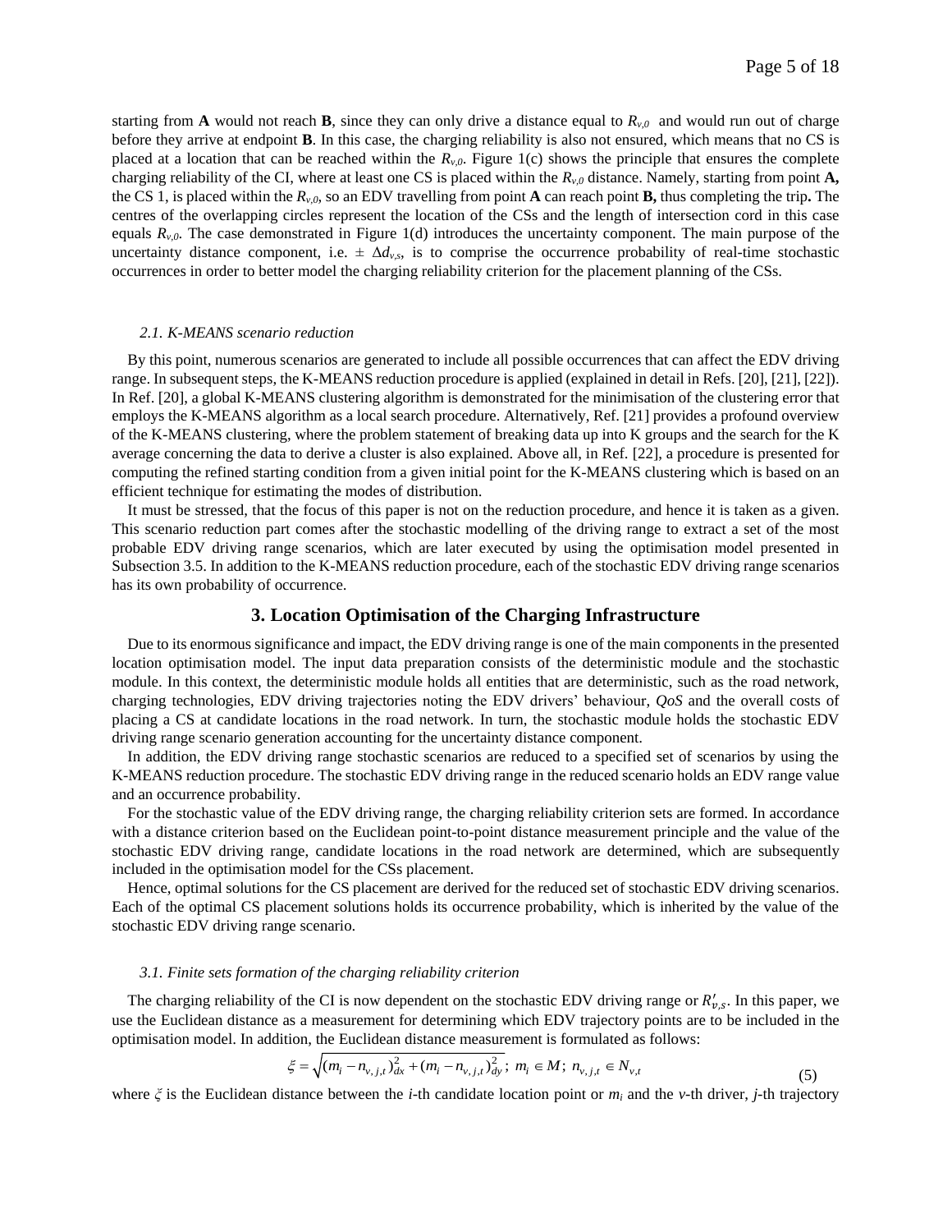starting from **A** would not reach **B**, since they can only drive a distance equal to $R_{v,0}$ and would run out of charge before they arrive at endpoint **B**. In this case, the charging reliability is also not ensured, which means that no CS is placed at a location that can be reached within the $R_{v,0}$. Figure 1(c) shows the principle that ensures the complete charging reliability of the CI, where at least one CS is placed within the $R_{v,0}$ distance. Namely, starting from point **A,** the CS 1, is placed within the $R_{v,0}$, so an EDV travelling from point **A** can reach point **B,** thus completing the trip**.** The centres of the overlapping circles represent the location of the CSs and the length of intersection cord in this case equals $R_{v,0}$. The case demonstrated in Figure 1(d) introduces the uncertainty component. The main purpose of the uncertainty distance component, i.e. $\pm\ \Delta d_{v,s}$, is to comprise the occurrence probability of real-time stochastic occurrences in order to better model the charging reliability criterion for the placement planning of the CSs.

### *2.1. K-MEANS scenario reduction*

By this point, numerous scenarios are generated to include all possible occurrences that can affect the EDV driving range. In subsequent steps, the K-MEANS reduction procedure is applied (explained in detail in Refs. [20], [21], [22]). In Ref. [20], a global K-MEANS clustering algorithm is demonstrated for the minimisation of the clustering error that employs the K-MEANS algorithm as a local search procedure. Alternatively, Ref. [21] provides a profound overview of the K-MEANS clustering, where the problem statement of breaking data up into K groups and the search for the K average concerning the data to derive a cluster is also explained. Above all, in Ref. [22], a procedure is presented for computing the refined starting condition from a given initial point for the K-MEANS clustering which is based on an efficient technique for estimating the modes of distribution.

It must be stressed, that the focus of this paper is not on the reduction procedure, and hence it is taken as a given. This scenario reduction part comes after the stochastic modelling of the driving range to extract a set of the most probable EDV driving range scenarios, which are later executed by using the optimisation model presented in Subsection 3.5. In addition to the K-MEANS reduction procedure, each of the stochastic EDV driving range scenarios has its own probability of occurrence.

## 3. Location Optimisation of the Charging Infrastructure

Due to its enormous significance and impact, the EDV driving range is one of the main components in the presented location optimisation model. The input data preparation consists of the deterministic module and the stochastic module. In this context, the deterministic module holds all entities that are deterministic, such as the road network, charging technologies, EDV driving trajectories noting the EDV drivers' behaviour, *QoS* and the overall costs of placing a CS at candidate locations in the road network. In turn, the stochastic module holds the stochastic EDV driving range scenario generation accounting for the uncertainty distance component.

In addition, the EDV driving range stochastic scenarios are reduced to a specified set of scenarios by using the K-MEANS reduction procedure. The stochastic EDV driving range in the reduced scenario holds an EDV range value and an occurrence probability.

For the stochastic value of the EDV driving range, the charging reliability criterion sets are formed. In accordance with a distance criterion based on the Euclidean point-to-point distance measurement principle and the value of the stochastic EDV driving range, candidate locations in the road network are determined, which are subsequently included in the optimisation model for the CSs placement.

Hence, optimal solutions for the CS placement are derived for the reduced set of stochastic EDV driving scenarios. Each of the optimal CS placement solutions holds its occurrence probability, which is inherited by the value of the stochastic EDV driving range scenario.

### *3.1. Finite sets formation of the charging reliability criterion*

The charging reliability of the CI is now dependent on the stochastic EDV driving range or $R'_{v,s}$. In this paper, we use the Euclidean distance as a measurement for determining which EDV trajectory points are to be included in the optimisation model. In addition, the Euclidean distance measurement is formulated as follows:

$$\xi = \sqrt{(m_i - n_{v,j,t})^2_{dx} + (m_i - n_{v,j,t})^2_{dy}};\ m_i \in M;\ n_{v,j,t} \in N_{v,t} \tag{5}$$

where $\xi$ is the Euclidean distance between the *i*-th candidate location point or $m_i$ and the *v*-th driver, *j*-th trajectory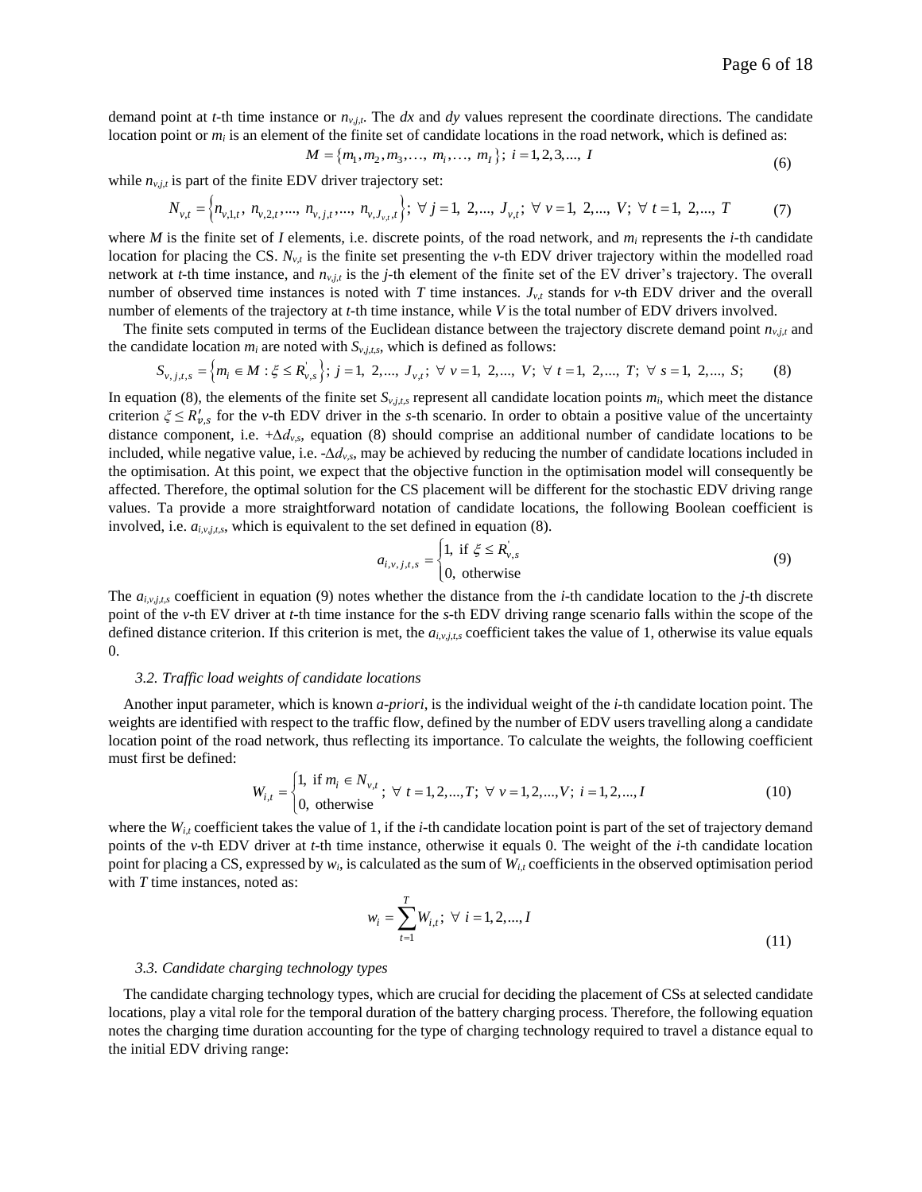demand point at $t$-th time instance or $n_{v,j,t}$. The $dx$ and $dy$ values represent the coordinate directions. The candidate location point or $m_i$ is an element of the finite set of candidate locations in the road network, which is defined as:

$$M = \{m_1, m_2, m_3, \ldots, m_i, \ldots, m_I\};\ i = 1, 2, 3, \ldots, I \tag{6}$$

while $n_{v,j,t}$ is part of the finite EDV driver trajectory set:

$$N_{v,t} = \left\{n_{v,1,t}, n_{v,2,t}, \ldots, n_{v,j,t}, \ldots, n_{v,J_{v,t},t}\right\};\ \forall\ j = 1, 2, \ldots, J_{v,t};\ \forall\ v = 1, 2, \ldots, V;\ \forall\ t = 1, 2, \ldots, T \tag{7}$$

where $M$ is the finite set of $I$ elements, i.e. discrete points, of the road network, and $m_i$ represents the $i$-th candidate location for placing the CS. $N_{v,t}$ is the finite set presenting the $v$-th EDV driver trajectory within the modelled road network at $t$-th time instance, and $n_{v,j,t}$ is the $j$-th element of the finite set of the EV driver's trajectory. The overall number of observed time instances is noted with $T$ time instances. $J_{v,t}$ stands for $v$-th EDV driver and the overall number of elements of the trajectory at $t$-th time instance, while $V$ is the total number of EDV drivers involved.

The finite sets computed in terms of the Euclidean distance between the trajectory discrete demand point $n_{v,j,t}$ and the candidate location $m_i$ are noted with $S_{v,j,t,s}$, which is defined as follows:

$$S_{v,j,t,s} = \left\{m_i \in M : \xi \le R'_{v,s}\right\};\ j = 1, 2, \ldots, J_{v,t};\ \forall\ v = 1, 2, \ldots, V;\ \forall\ t = 1, 2, \ldots, T;\ \forall\ s = 1, 2, \ldots, S; \tag{8}$$

In equation (8), the elements of the finite set $S_{v,j,t,s}$ represent all candidate location points $m_i$, which meet the distance criterion $\xi \le R'_{v,s}$ for the $v$-th EDV driver in the $s$-th scenario. In order to obtain a positive value of the uncertainty distance component, i.e. $+\Delta d_{v,s}$, equation (8) should comprise an additional number of candidate locations to be included, while negative value, i.e. $-\Delta d_{v,s}$, may be achieved by reducing the number of candidate locations included in the optimisation. At this point, we expect that the objective function in the optimisation model will consequently be affected. Therefore, the optimal solution for the CS placement will be different for the stochastic EDV driving range values. Ta provide a more straightforward notation of candidate locations, the following Boolean coefficient is involved, i.e. $a_{i,v,j,t,s}$, which is equivalent to the set defined in equation (8).

$$a_{i,v,j,t,s} = \begin{cases} 1, \text{ if } \xi \le R'_{v,s} \\ 0, \text{ otherwise} \end{cases} \tag{9}$$

The $a_{i,v,j,t,s}$ coefficient in equation (9) notes whether the distance from the $i$-th candidate location to the $j$-th discrete point of the $v$-th EV driver at $t$-th time instance for the $s$-th EDV driving range scenario falls within the scope of the defined distance criterion. If this criterion is met, the $a_{i,v,j,t,s}$ coefficient takes the value of 1, otherwise its value equals 0.

### *3.2. Traffic load weights of candidate locations*

Another input parameter, which is known *a-priori*, is the individual weight of the $i$-th candidate location point. The weights are identified with respect to the traffic flow, defined by the number of EDV users travelling along a candidate location point of the road network, thus reflecting its importance. To calculate the weights, the following coefficient must first be defined:

$$W_{i,t} = \begin{cases} 1, \text{ if } m_i \in N_{v,t} \\ 0, \text{ otherwise} \end{cases};\ \forall\ t = 1, 2, \ldots, T;\ \forall\ v = 1, 2, \ldots, V;\ i = 1, 2, \ldots, I \tag{10}$$

where the $W_{i,t}$ coefficient takes the value of 1, if the $i$-th candidate location point is part of the set of trajectory demand points of the $v$-th EDV driver at $t$-th time instance, otherwise it equals 0. The weight of the $i$-th candidate location point for placing a CS, expressed by $w_i$, is calculated as the sum of $W_{i,t}$ coefficients in the observed optimisation period with $T$ time instances, noted as:

$$w_i = \sum_{t=1}^{T} W_{i,t};\ \forall\ i = 1, 2, \ldots, I \tag{11}$$

### *3.3. Candidate charging technology types*

The candidate charging technology types, which are crucial for deciding the placement of CSs at selected candidate locations, play a vital role for the temporal duration of the battery charging process. Therefore, the following equation notes the charging time duration accounting for the type of charging technology required to travel a distance equal to the initial EDV driving range: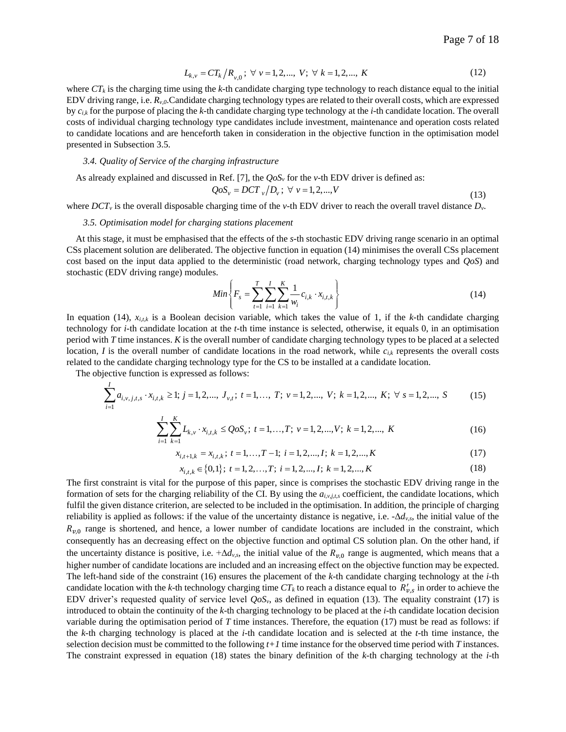$$L_{k,v} = CT_k / R_{v,0}\,;\ \forall\ v = 1,2,...,\ V;\ \forall\ k = 1,2,...,\ K \tag{12}$$

where $CT_k$ is the charging time using the $k$-th candidate charging type technology to reach distance equal to the initial EDV driving range, i.e. $R_{v,0}$.Candidate charging technology types are related to their overall costs, which are expressed by $c_{i,k}$ for the purpose of placing the $k$-th candidate charging type technology at the $i$-th candidate location. The overall costs of individual charging technology type candidates include investment, maintenance and operation costs related to candidate locations and are henceforth taken in consideration in the objective function in the optimisation model presented in Subsection 3.5.

### *3.4. Quality of Service of the charging infrastructure*

As already explained and discussed in Ref. [7], the $QoS_v$ for the $v$-th EDV driver is defined as:

$$QoS_v = DCT_v / D_v\,;\ \forall\ v = 1,2,...,V \tag{13}$$

where $DCT_v$ is the overall disposable charging time of the $v$-th EDV driver to reach the overall travel distance $D_v$.

### *3.5. Optimisation model for charging stations placement*

At this stage, it must be emphasised that the effects of the $s$-th stochastic EDV driving range scenario in an optimal CSs placement solution are deliberated. The objective function in equation (14) minimises the overall CSs placement cost based on the input data applied to the deterministic (road network, charging technology types and $QoS$) and stochastic (EDV driving range) modules.

$$Min\left\{F_s = \sum_{t=1}^{T}\sum_{i=1}^{I}\sum_{k=1}^{K}\frac{1}{w_i}c_{i,k}\cdot x_{i,t,k}\right\} \tag{14}$$

In equation (14), $x_{i,t,k}$ is a Boolean decision variable, which takes the value of 1, if the $k$-th candidate charging technology for $i$-th candidate location at the $t$-th time instance is selected, otherwise, it equals 0, in an optimisation period with $T$ time instances. $K$ is the overall number of candidate charging technology types to be placed at a selected location, $I$ is the overall number of candidate locations in the road network, while $c_{i,k}$ represents the overall costs related to the candidate charging technology type for the CS to be installed at a candidate location.

The objective function is expressed as follows:

$$\sum_{i=1}^{I} a_{i,v,j,t,s}\cdot x_{i,t,k} \geq 1;\ j = 1,2,...,\ J_{v,t};\ t = 1,\ldots,\ T;\ v = 1,2,...,\ V;\ k = 1,2,...,\ K;\ \forall\ s = 1,2,...,\ S \tag{15}$$

$$\sum_{i=1}^{I}\sum_{k=1}^{K} L_{k,v}\cdot x_{i,t,k} \leq QoS_v;\ t = 1,\ldots,T;\ v = 1,2,...,V;\ k = 1,2,...,\ K \tag{16}$$

$$x_{i,t+1,k} = x_{i,t,k};\ t = 1,\ldots,T-1;\ i = 1,2,...,I;\ k = 1,2,...,K \tag{17}$$

$$x_{i,t,k} \in \{0,1\};\ t = 1,2,\ldots,T;\ i = 1,2,...,I;\ k = 1,2,...,K \tag{18}$$

The first constraint is vital for the purpose of this paper, since is comprises the stochastic EDV driving range in the formation of sets for the charging reliability of the CI. By using the $a_{i,v,j,t,s}$ coefficient, the candidate locations, which fulfil the given distance criterion, are selected to be included in the optimisation. In addition, the principle of charging reliability is applied as follows: if the value of the uncertainty distance is negative, i.e. $-\Delta d_{v,s}$, the initial value of the $R_{v,0}$ range is shortened, and hence, a lower number of candidate locations are included in the constraint, which consequently has an decreasing effect on the objective function and optimal CS solution plan. On the other hand, if the uncertainty distance is positive, i.e. $+\Delta d_{v,s}$, the initial value of the $R_{v,0}$ range is augmented, which means that a higher number of candidate locations are included and an increasing effect on the objective function may be expected. The left-hand side of the constraint (16) ensures the placement of the $k$-th candidate location at the $i$-th candidate location with the $k$-th technology charging time $CT_k$ to reach a distance equal to $R'_{v,s}$ in order to achieve the EDV driver's requested quality of service level $QoS_v$, as defined in equation (13). The equality constraint (17) is introduced to obtain the continuity of the $k$-th charging technology to be placed at the $i$-th candidate location decision variable during the optimisation period of $T$ time instances. Therefore, the equation (17) must be read as follows: if the $k$-th charging technology is placed at the $i$-th candidate location and is selected at the $t$-th time instance, the selection decision must be committed to the following $t+1$ time instance for the observed time period with $T$ instances. The constraint expressed in equation (18) states the binary definition of the $k$-th charging technology at the $i$-th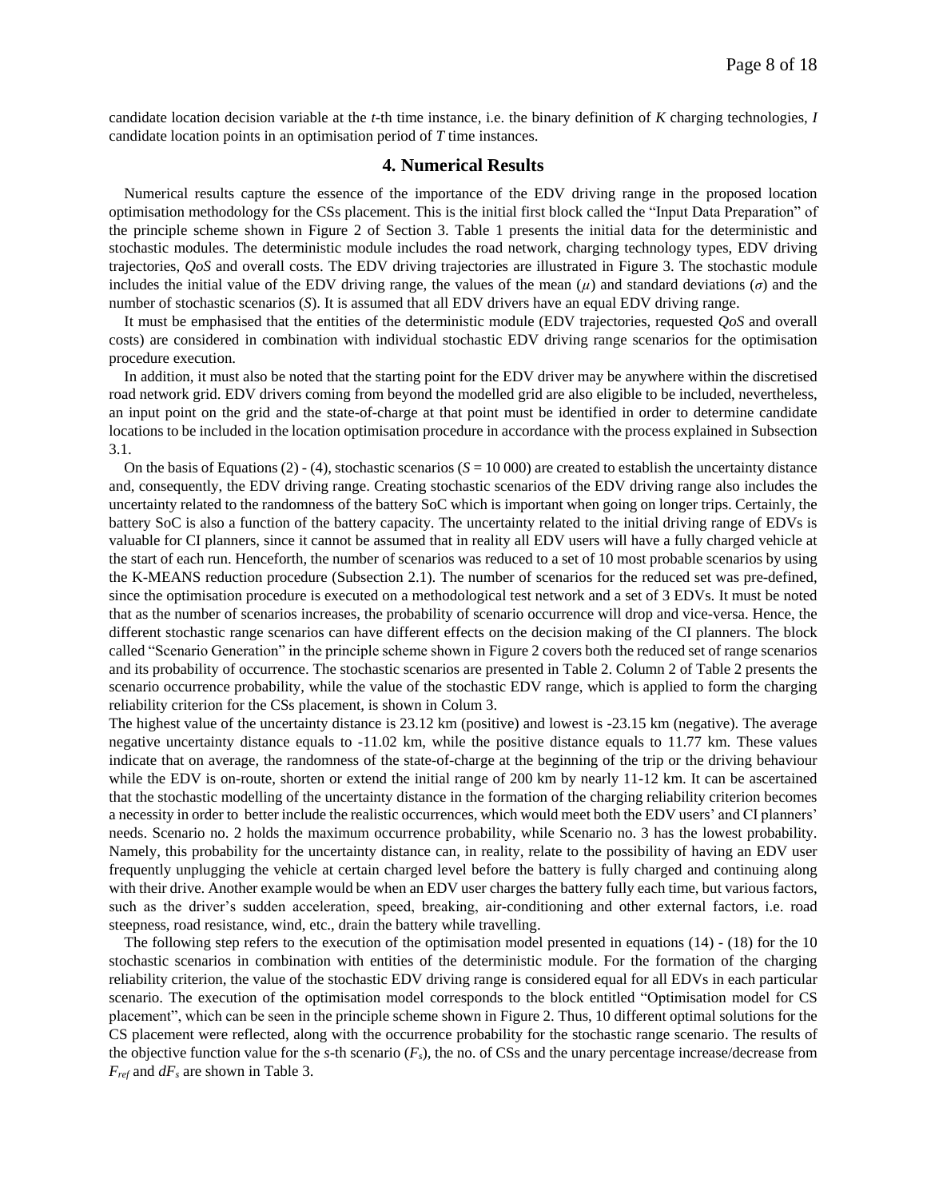candidate location decision variable at the $t$-th time instance, i.e. the binary definition of $K$ charging technologies, $I$ candidate location points in an optimisation period of $T$ time instances.

## 4. Numerical Results

Numerical results capture the essence of the importance of the EDV driving range in the proposed location optimisation methodology for the CSs placement. This is the initial first block called the "Input Data Preparation" of the principle scheme shown in Figure 2 of Section 3. Table 1 presents the initial data for the deterministic and stochastic modules. The deterministic module includes the road network, charging technology types, EDV driving trajectories, *QoS* and overall costs. The EDV driving trajectories are illustrated in Figure 3. The stochastic module includes the initial value of the EDV driving range, the values of the mean ($\mu$) and standard deviations ($\sigma$) and the number of stochastic scenarios ($S$). It is assumed that all EDV drivers have an equal EDV driving range.

It must be emphasised that the entities of the deterministic module (EDV trajectories, requested *QoS* and overall costs) are considered in combination with individual stochastic EDV driving range scenarios for the optimisation procedure execution.

In addition, it must also be noted that the starting point for the EDV driver may be anywhere within the discretised road network grid. EDV drivers coming from beyond the modelled grid are also eligible to be included, nevertheless, an input point on the grid and the state-of-charge at that point must be identified in order to determine candidate locations to be included in the location optimisation procedure in accordance with the process explained in Subsection 3.1.

On the basis of Equations (2) - (4), stochastic scenarios ($S$ = 10 000) are created to establish the uncertainty distance and, consequently, the EDV driving range. Creating stochastic scenarios of the EDV driving range also includes the uncertainty related to the randomness of the battery SoC which is important when going on longer trips. Certainly, the battery SoC is also a function of the battery capacity. The uncertainty related to the initial driving range of EDVs is valuable for CI planners, since it cannot be assumed that in reality all EDV users will have a fully charged vehicle at the start of each run. Henceforth, the number of scenarios was reduced to a set of 10 most probable scenarios by using the K-MEANS reduction procedure (Subsection 2.1). The number of scenarios for the reduced set was pre-defined, since the optimisation procedure is executed on a methodological test network and a set of 3 EDVs. It must be noted that as the number of scenarios increases, the probability of scenario occurrence will drop and vice-versa. Hence, the different stochastic range scenarios can have different effects on the decision making of the CI planners. The block called "Scenario Generation" in the principle scheme shown in Figure 2 covers both the reduced set of range scenarios and its probability of occurrence. The stochastic scenarios are presented in Table 2. Column 2 of Table 2 presents the scenario occurrence probability, while the value of the stochastic EDV range, which is applied to form the charging reliability criterion for the CSs placement, is shown in Colum 3.

The highest value of the uncertainty distance is 23.12 km (positive) and lowest is -23.15 km (negative). The average negative uncertainty distance equals to -11.02 km, while the positive distance equals to 11.77 km. These values indicate that on average, the randomness of the state-of-charge at the beginning of the trip or the driving behaviour while the EDV is on-route, shorten or extend the initial range of 200 km by nearly 11-12 km. It can be ascertained that the stochastic modelling of the uncertainty distance in the formation of the charging reliability criterion becomes a necessity in order to better include the realistic occurrences, which would meet both the EDV users' and CI planners' needs. Scenario no. 2 holds the maximum occurrence probability, while Scenario no. 3 has the lowest probability. Namely, this probability for the uncertainty distance can, in reality, relate to the possibility of having an EDV user frequently unplugging the vehicle at certain charged level before the battery is fully charged and continuing along with their drive. Another example would be when an EDV user charges the battery fully each time, but various factors, such as the driver's sudden acceleration, speed, breaking, air-conditioning and other external factors, i.e. road steepness, road resistance, wind, etc., drain the battery while travelling.

The following step refers to the execution of the optimisation model presented in equations (14) - (18) for the 10 stochastic scenarios in combination with entities of the deterministic module. For the formation of the charging reliability criterion, the value of the stochastic EDV driving range is considered equal for all EDVs in each particular scenario. The execution of the optimisation model corresponds to the block entitled "Optimisation model for CS placement", which can be seen in the principle scheme shown in Figure 2. Thus, 10 different optimal solutions for the CS placement were reflected, along with the occurrence probability for the stochastic range scenario. The results of the objective function value for the $s$-th scenario ($F_s$), the no. of CSs and the unary percentage increase/decrease from $F_{ref}$ and $dF_s$ are shown in Table 3.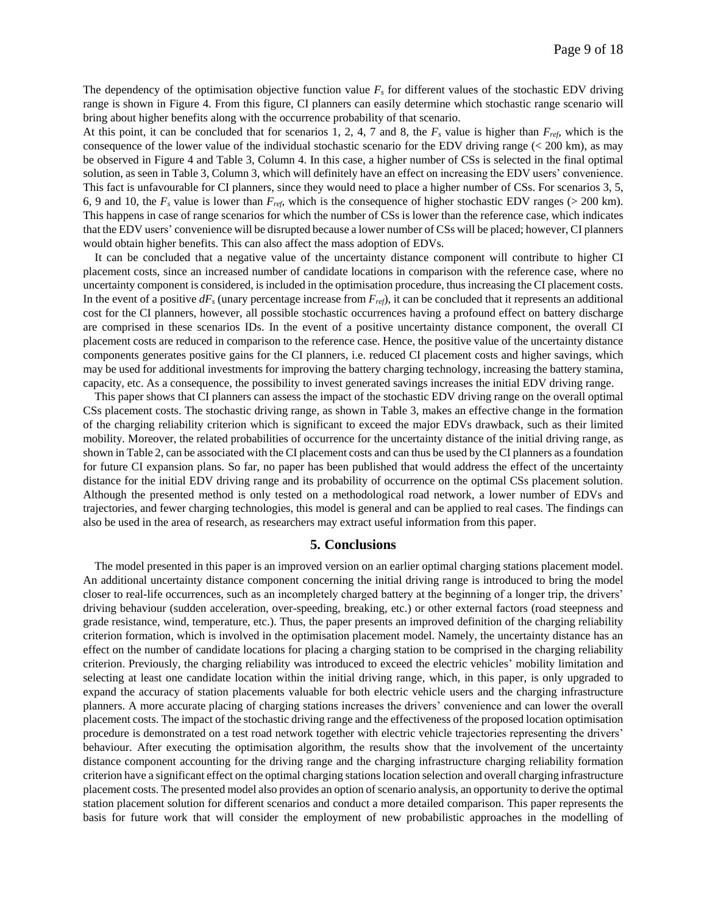The dependency of the optimisation objective function value $F_s$ for different values of the stochastic EDV driving range is shown in Figure 4. From this figure, CI planners can easily determine which stochastic range scenario will bring about higher benefits along with the occurrence probability of that scenario.

At this point, it can be concluded that for scenarios 1, 2, 4, 7 and 8, the $F_s$ value is higher than $F_{ref}$, which is the consequence of the lower value of the individual stochastic scenario for the EDV driving range (< 200 km), as may be observed in Figure 4 and Table 3, Column 4. In this case, a higher number of CSs is selected in the final optimal solution, as seen in Table 3, Column 3, which will definitely have an effect on increasing the EDV users' convenience. This fact is unfavourable for CI planners, since they would need to place a higher number of CSs. For scenarios 3, 5, 6, 9 and 10, the $F_s$ value is lower than $F_{ref}$, which is the consequence of higher stochastic EDV ranges (> 200 km). This happens in case of range scenarios for which the number of CSs is lower than the reference case, which indicates that the EDV users' convenience will be disrupted because a lower number of CSs will be placed; however, CI planners would obtain higher benefits. This can also affect the mass adoption of EDVs.

It can be concluded that a negative value of the uncertainty distance component will contribute to higher CI placement costs, since an increased number of candidate locations in comparison with the reference case, where no uncertainty component is considered, is included in the optimisation procedure, thus increasing the CI placement costs. In the event of a positive $dF_s$ (unary percentage increase from $F_{ref}$), it can be concluded that it represents an additional cost for the CI planners, however, all possible stochastic occurrences having a profound effect on battery discharge are comprised in these scenarios IDs. In the event of a positive uncertainty distance component, the overall CI placement costs are reduced in comparison to the reference case. Hence, the positive value of the uncertainty distance components generates positive gains for the CI planners, i.e. reduced CI placement costs and higher savings, which may be used for additional investments for improving the battery charging technology, increasing the battery stamina, capacity, etc. As a consequence, the possibility to invest generated savings increases the initial EDV driving range.

This paper shows that CI planners can assess the impact of the stochastic EDV driving range on the overall optimal CSs placement costs. The stochastic driving range, as shown in Table 3, makes an effective change in the formation of the charging reliability criterion which is significant to exceed the major EDVs drawback, such as their limited mobility. Moreover, the related probabilities of occurrence for the uncertainty distance of the initial driving range, as shown in Table 2, can be associated with the CI placement costs and can thus be used by the CI planners as a foundation for future CI expansion plans. So far, no paper has been published that would address the effect of the uncertainty distance for the initial EDV driving range and its probability of occurrence on the optimal CSs placement solution. Although the presented method is only tested on a methodological road network, a lower number of EDVs and trajectories, and fewer charging technologies, this model is general and can be applied to real cases. The findings can also be used in the area of research, as researchers may extract useful information from this paper.

## 5. Conclusions

The model presented in this paper is an improved version on an earlier optimal charging stations placement model. An additional uncertainty distance component concerning the initial driving range is introduced to bring the model closer to real-life occurrences, such as an incompletely charged battery at the beginning of a longer trip, the drivers' driving behaviour (sudden acceleration, over-speeding, breaking, etc.) or other external factors (road steepness and grade resistance, wind, temperature, etc.). Thus, the paper presents an improved definition of the charging reliability criterion formation, which is involved in the optimisation placement model. Namely, the uncertainty distance has an effect on the number of candidate locations for placing a charging station to be comprised in the charging reliability criterion. Previously, the charging reliability was introduced to exceed the electric vehicles' mobility limitation and selecting at least one candidate location within the initial driving range, which, in this paper, is only upgraded to expand the accuracy of station placements valuable for both electric vehicle users and the charging infrastructure planners. A more accurate placing of charging stations increases the drivers' convenience and can lower the overall placement costs. The impact of the stochastic driving range and the effectiveness of the proposed location optimisation procedure is demonstrated on a test road network together with electric vehicle trajectories representing the drivers' behaviour. After executing the optimisation algorithm, the results show that the involvement of the uncertainty distance component accounting for the driving range and the charging infrastructure charging reliability formation criterion have a significant effect on the optimal charging stations location selection and overall charging infrastructure placement costs. The presented model also provides an option of scenario analysis, an opportunity to derive the optimal station placement solution for different scenarios and conduct a more detailed comparison. This paper represents the basis for future work that will consider the employment of new probabilistic approaches in the modelling of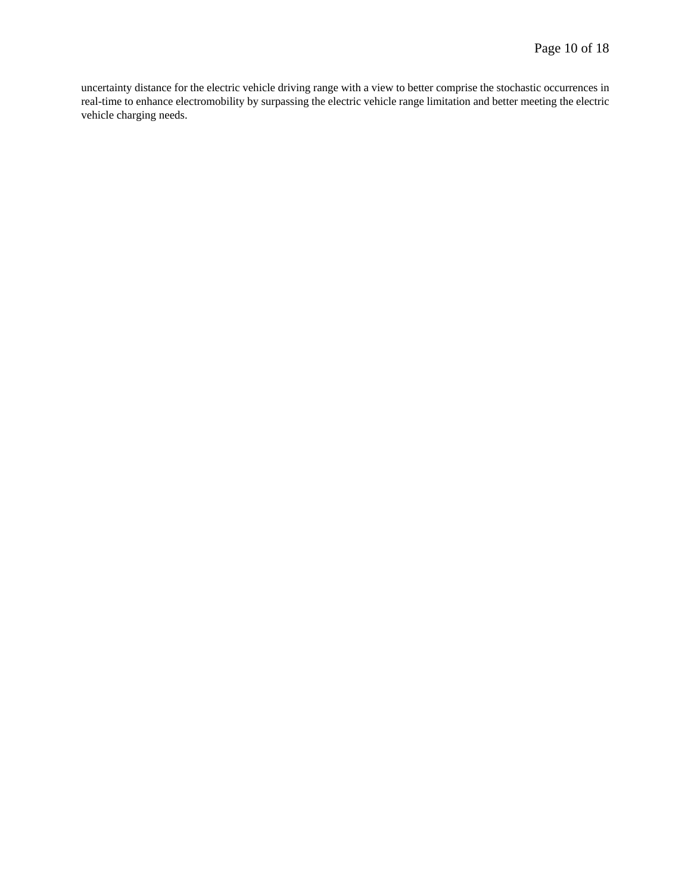uncertainty distance for the electric vehicle driving range with a view to better comprise the stochastic occurrences in real-time to enhance electromobility by surpassing the electric vehicle range limitation and better meeting the electric vehicle charging needs.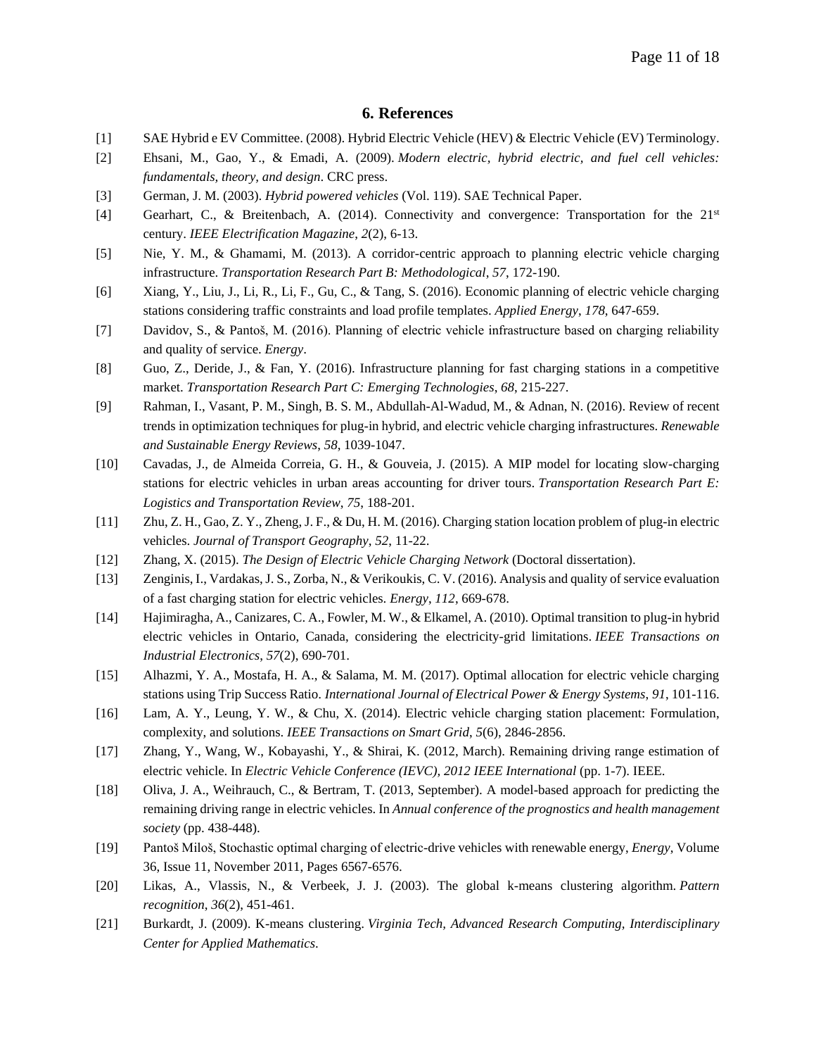## 6. References

[1] SAE Hybrid e EV Committee. (2008). Hybrid Electric Vehicle (HEV) & Electric Vehicle (EV) Terminology.

[2] Ehsani, M., Gao, Y., & Emadi, A. (2009). *Modern electric, hybrid electric, and fuel cell vehicles: fundamentals, theory, and design*. CRC press.

[3] German, J. M. (2003). *Hybrid powered vehicles* (Vol. 119). SAE Technical Paper.

[4] Gearhart, C., & Breitenbach, A. (2014). Connectivity and convergence: Transportation for the 21st century. *IEEE Electrification Magazine*, *2*(2), 6-13.

[5] Nie, Y. M., & Ghamami, M. (2013). A corridor-centric approach to planning electric vehicle charging infrastructure. *Transportation Research Part B: Methodological*, *57*, 172-190.

[6] Xiang, Y., Liu, J., Li, R., Li, F., Gu, C., & Tang, S. (2016). Economic planning of electric vehicle charging stations considering traffic constraints and load profile templates. *Applied Energy*, *178*, 647-659.

[7] Davidov, S., & Pantoš, M. (2016). Planning of electric vehicle infrastructure based on charging reliability and quality of service. *Energy*.

[8] Guo, Z., Deride, J., & Fan, Y. (2016). Infrastructure planning for fast charging stations in a competitive market. *Transportation Research Part C: Emerging Technologies*, *68*, 215-227.

[9] Rahman, I., Vasant, P. M., Singh, B. S. M., Abdullah-Al-Wadud, M., & Adnan, N. (2016). Review of recent trends in optimization techniques for plug-in hybrid, and electric vehicle charging infrastructures. *Renewable and Sustainable Energy Reviews*, *58*, 1039-1047.

[10] Cavadas, J., de Almeida Correia, G. H., & Gouveia, J. (2015). A MIP model for locating slow-charging stations for electric vehicles in urban areas accounting for driver tours. *Transportation Research Part E: Logistics and Transportation Review*, *75*, 188-201.

[11] Zhu, Z. H., Gao, Z. Y., Zheng, J. F., & Du, H. M. (2016). Charging station location problem of plug-in electric vehicles. *Journal of Transport Geography*, *52*, 11-22.

[12] Zhang, X. (2015). *The Design of Electric Vehicle Charging Network* (Doctoral dissertation).

[13] Zenginis, I., Vardakas, J. S., Zorba, N., & Verikoukis, C. V. (2016). Analysis and quality of service evaluation of a fast charging station for electric vehicles. *Energy*, *112*, 669-678.

[14] Hajimiragha, A., Canizares, C. A., Fowler, M. W., & Elkamel, A. (2010). Optimal transition to plug-in hybrid electric vehicles in Ontario, Canada, considering the electricity-grid limitations. *IEEE Transactions on Industrial Electronics*, *57*(2), 690-701.

[15] Alhazmi, Y. A., Mostafa, H. A., & Salama, M. M. (2017). Optimal allocation for electric vehicle charging stations using Trip Success Ratio. *International Journal of Electrical Power & Energy Systems*, *91*, 101-116.

[16] Lam, A. Y., Leung, Y. W., & Chu, X. (2014). Electric vehicle charging station placement: Formulation, complexity, and solutions. *IEEE Transactions on Smart Grid*, *5*(6), 2846-2856.

[17] Zhang, Y., Wang, W., Kobayashi, Y., & Shirai, K. (2012, March). Remaining driving range estimation of electric vehicle. In *Electric Vehicle Conference (IEVC), 2012 IEEE International* (pp. 1-7). IEEE.

[18] Oliva, J. A., Weihrauch, C., & Bertram, T. (2013, September). A model-based approach for predicting the remaining driving range in electric vehicles. In *Annual conference of the prognostics and health management society* (pp. 438-448).

[19] Pantoš Miloš, Stochastic optimal charging of electric-drive vehicles with renewable energy, *Energy*, Volume 36, Issue 11, November 2011, Pages 6567-6576.

[20] Likas, A., Vlassis, N., & Verbeek, J. J. (2003). The global k-means clustering algorithm. *Pattern recognition*, *36*(2), 451-461.

[21] Burkardt, J. (2009). K-means clustering. *Virginia Tech, Advanced Research Computing, Interdisciplinary Center for Applied Mathematics*.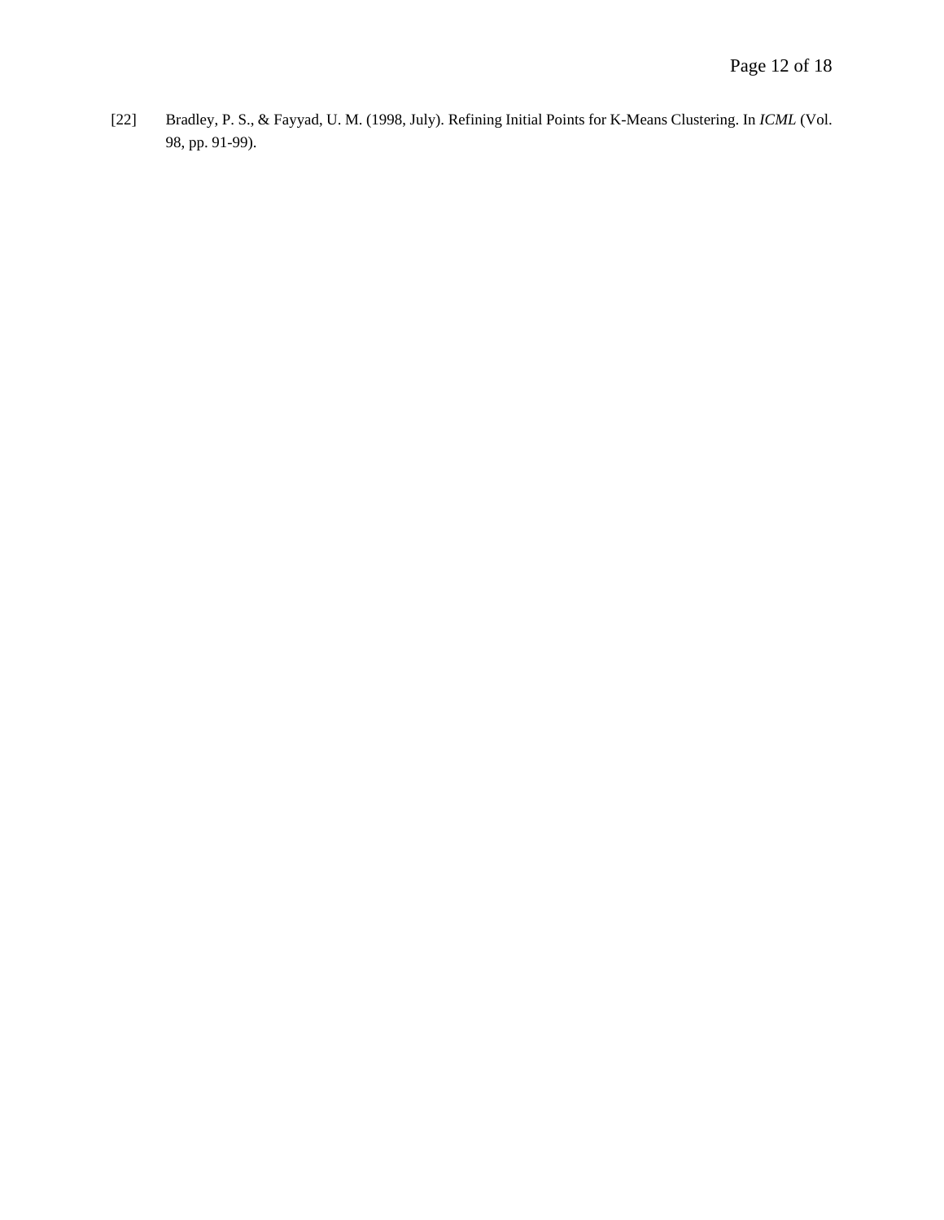[22] Bradley, P. S., & Fayyad, U. M. (1998, July). Refining Initial Points for K-Means Clustering. In *ICML* (Vol. 98, pp. 91-99).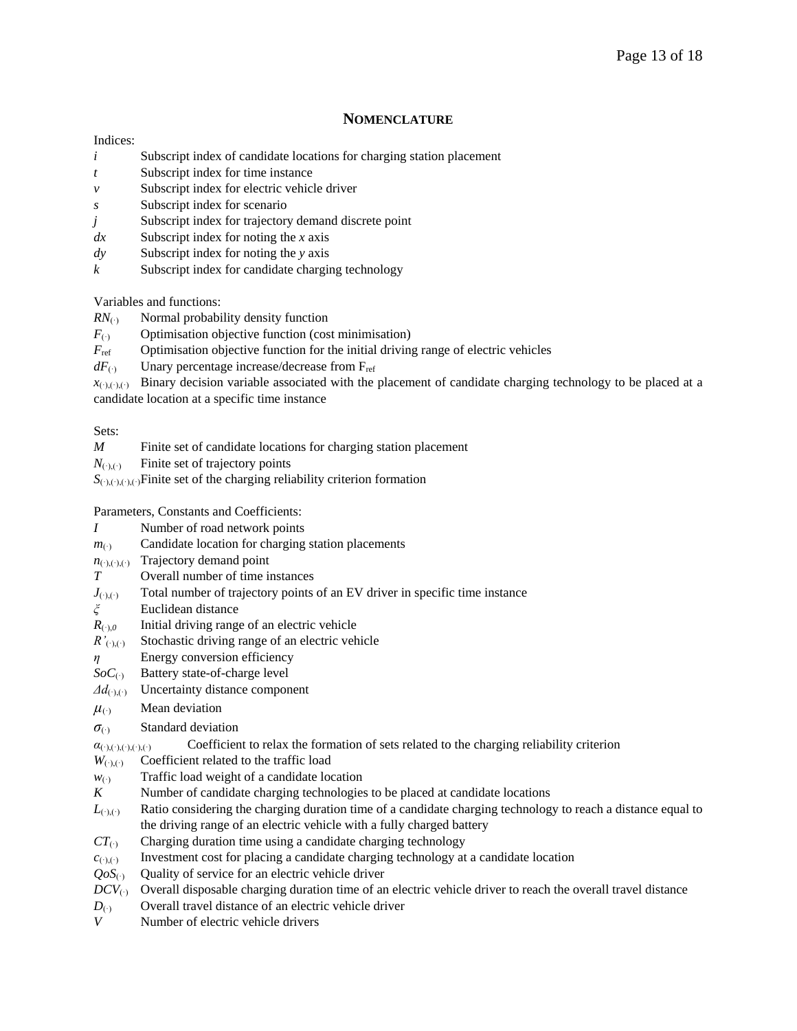## NOMENCLATURE

Indices:

- $i$ Subscript index of candidate locations for charging station placement
- $t$ Subscript index for time instance
- $v$ Subscript index for electric vehicle driver
- $s$ Subscript index for scenario
- $j$ Subscript index for trajectory demand discrete point
- $dx$ Subscript index for noting the $x$ axis
- $dy$ Subscript index for noting the $y$ axis
- $k$ Subscript index for candidate charging technology

Variables and functions:

- $RN_{(\cdot)}$ Normal probability density function
- $F_{(\cdot)}$ Optimisation objective function (cost minimisation)
- $F_{\mathrm{ref}}$ Optimisation objective function for the initial driving range of electric vehicles
- $dF_{(\cdot)}$ Unary percentage increase/decrease from $F_{\mathrm{ref}}$
- $x_{(\cdot),(\cdot),(\cdot)}$ Binary decision variable associated with the placement of candidate charging technology to be placed at a candidate location at a specific time instance

Sets:

- $M$ Finite set of candidate locations for charging station placement
- $N_{(\cdot),(\cdot)}$ Finite set of trajectory points
- $S_{(\cdot),(\cdot),(\cdot),(\cdot)}$ Finite set of the charging reliability criterion formation

Parameters, Constants and Coefficients:

- $I$ Number of road network points
- $m_{(\cdot)}$ Candidate location for charging station placements
- $n_{(\cdot),(\cdot),(\cdot)}$ Trajectory demand point
- $T$ Overall number of time instances
- $J_{(\cdot),(\cdot)}$ Total number of trajectory points of an EV driver in specific time instance
- $\xi$ Euclidean distance
- $R_{(\cdot),0}$ Initial driving range of an electric vehicle
- $R'_{(\cdot),(\cdot)}$ Stochastic driving range of an electric vehicle
- $\eta$ Energy conversion efficiency
- $SoC_{(\cdot)}$ Battery state-of-charge level
- $\Delta d_{(\cdot),(\cdot)}$ Uncertainty distance component
- $\mu_{(\cdot)}$ Mean deviation
- $\sigma_{(\cdot)}$ Standard deviation
- $\alpha_{(\cdot),(\cdot),(\cdot),(\cdot),(\cdot)}$ Coefficient to relax the formation of sets related to the charging reliability criterion
- $W_{(\cdot),(\cdot)}$ Coefficient related to the traffic load
- $w_{(\cdot)}$ Traffic load weight of a candidate location
- $K$ Number of candidate charging technologies to be placed at candidate locations
- $L_{(\cdot),(\cdot)}$ Ratio considering the charging duration time of a candidate charging technology to reach a distance equal to the driving range of an electric vehicle with a fully charged battery
- $CT_{(\cdot)}$ Charging duration time using a candidate charging technology
- $c_{(\cdot),(\cdot)}$ Investment cost for placing a candidate charging technology at a candidate location
- $QoS_{(\cdot)}$ Quality of service for an electric vehicle driver
- $DCV_{(\cdot)}$ Overall disposable charging duration time of an electric vehicle driver to reach the overall travel distance
- $D_{(\cdot)}$ Overall travel distance of an electric vehicle driver
- $V$ Number of electric vehicle drivers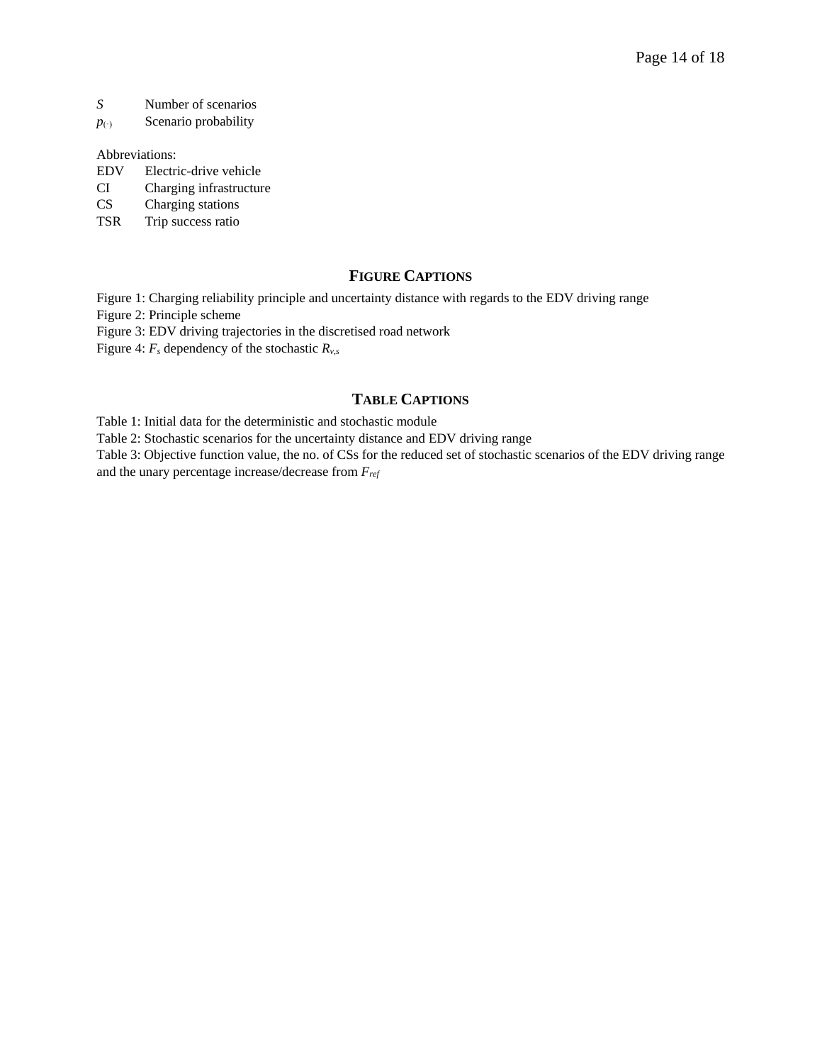$S$ Number of scenarios

$p_{(\cdot)}$ Scenario probability

Abbreviations:

EDV Electric-drive vehicle

CI Charging infrastructure

CS Charging stations

TSR Trip success ratio

## FIGURE CAPTIONS

Figure 1: Charging reliability principle and uncertainty distance with regards to the EDV driving range

Figure 2: Principle scheme

Figure 3: EDV driving trajectories in the discretised road network

Figure 4: $F_s$ dependency of the stochastic $R_{v,s}$

## TABLE CAPTIONS

Table 1: Initial data for the deterministic and stochastic module

Table 2: Stochastic scenarios for the uncertainty distance and EDV driving range

Table 3: Objective function value, the no. of CSs for the reduced set of stochastic scenarios of the EDV driving range and the unary percentage increase/decrease from $F_{ref}$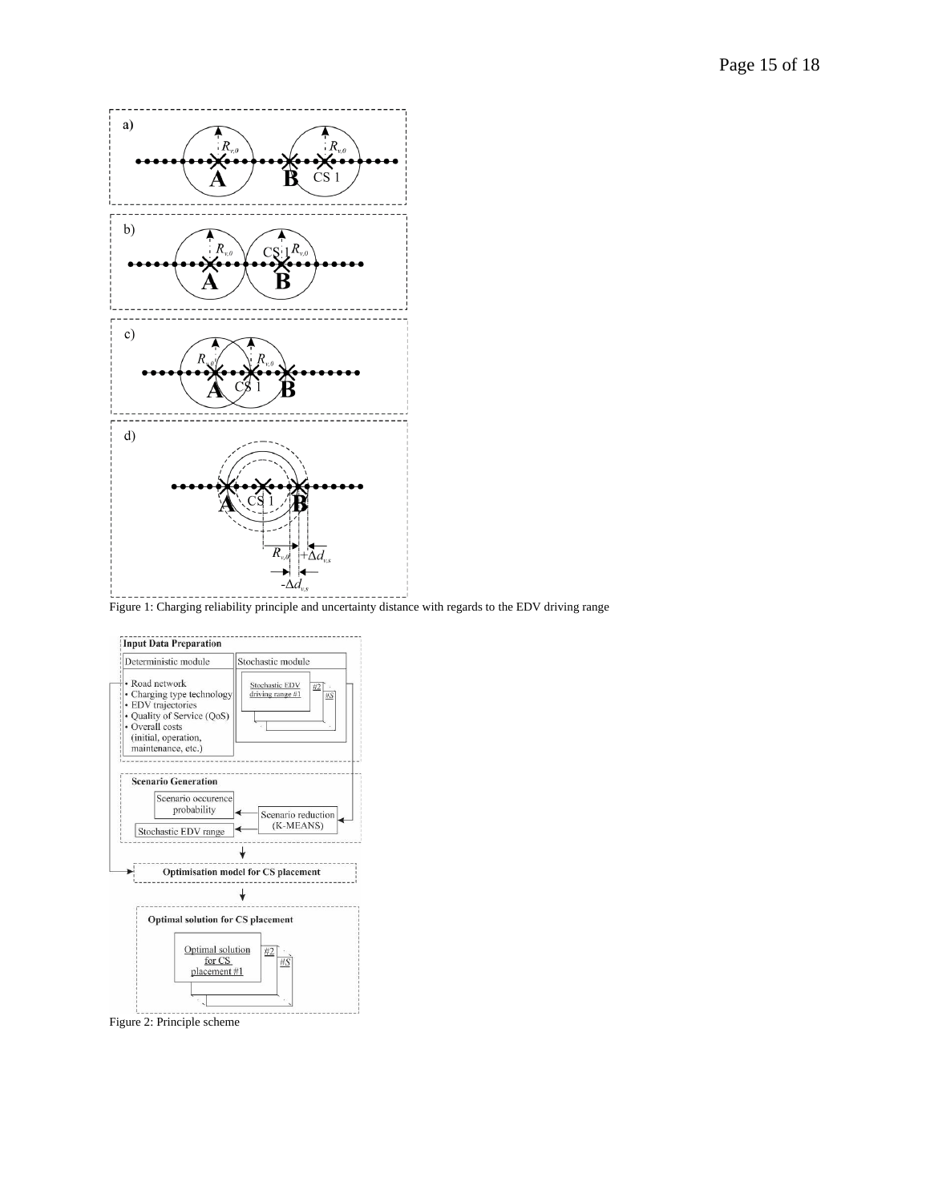Figure 1: Charging reliability principle and uncertainty distance with regards to the EDV driving range

Figure 2: Principle scheme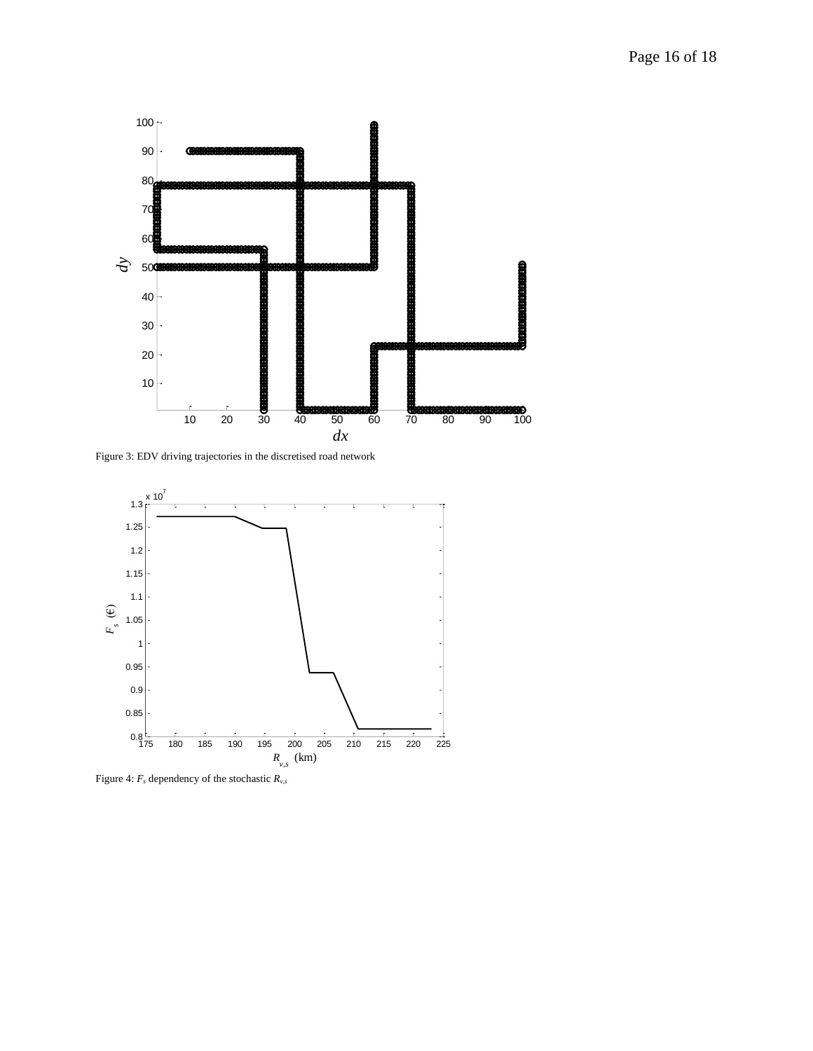Figure 3: EDV driving trajectories in the discretised road network

Figure 4: $F_s$ dependency of the stochastic $R_{v,s}$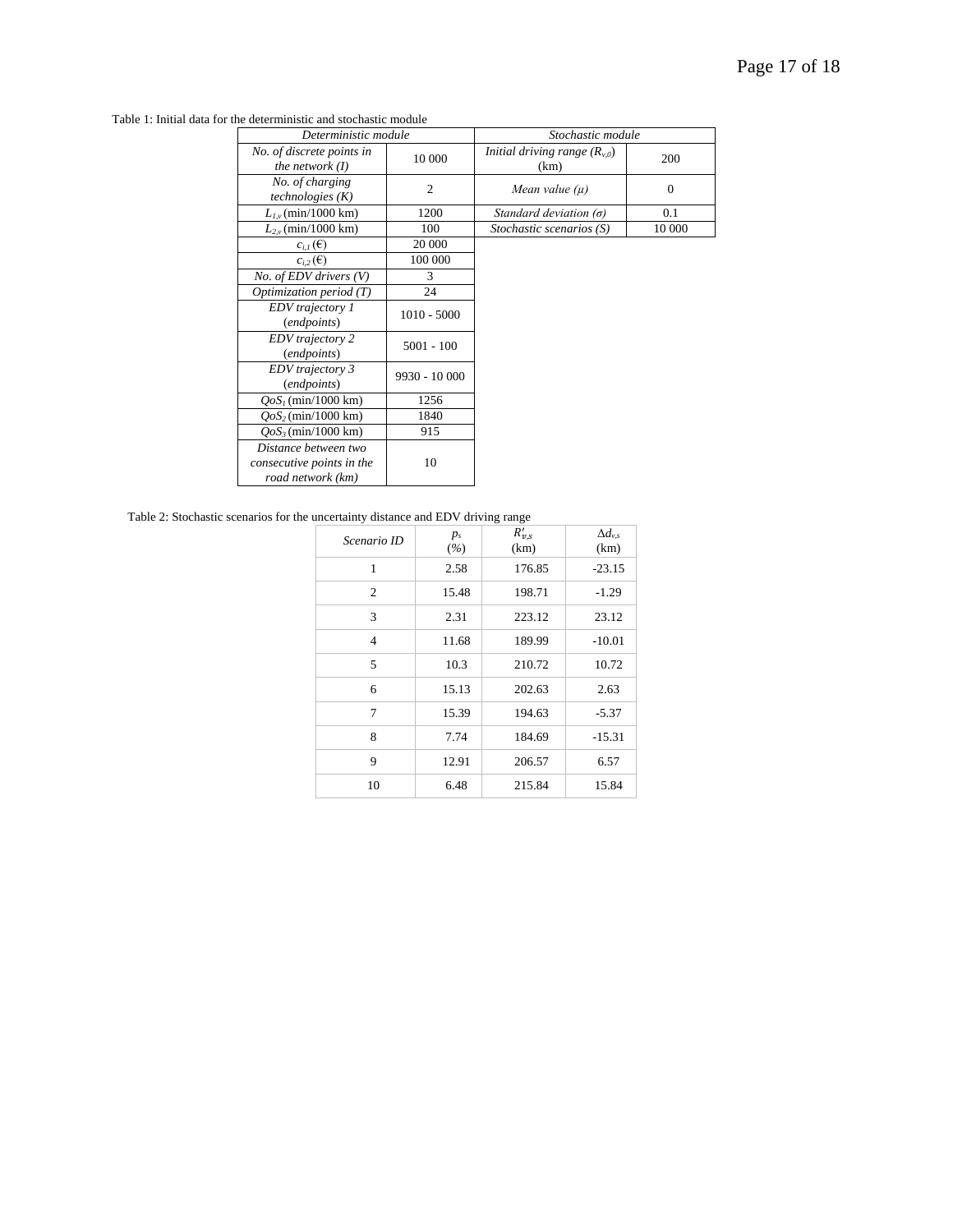Table 1: Initial data for the deterministic and stochastic module

| *Deterministic module* | | *Stochastic module* | |
|---|---|---|---|
| *No. of discrete points in the network (I)* | 10 000 | *Initial driving range ($R_{v,0}$)* (km) | 200 |
| *No. of charging technologies (K)* | 2 | *Mean value (μ)* | 0 |
| $L_{1,v}$ (min/1000 km) | 1200 | *Standard deviation (σ)* | 0.1 |
| $L_{2,v}$ (min/1000 km) | 100 | *Stochastic scenarios (S)* | 10 000 |
| $c_{i,1}$ (€) | 20 000 | | |
| $c_{i,2}$ (€) | 100 000 | | |
| *No. of EDV drivers (V)* | 3 | | |
| *Optimization period (T)* | 24 | | |
| *EDV trajectory 1* (*endpoints*) | 1010 - 5000 | | |
| *EDV trajectory 2* (*endpoints*) | 5001 - 100 | | |
| *EDV trajectory 3* (*endpoints*) | 9930 - 10 000 | | |
| $QoS_1$ (min/1000 km) | 1256 | | |
| $QoS_2$ (min/1000 km) | 1840 | | |
| $QoS_3$ (min/1000 km) | 915 | | |
| *Distance between two consecutive points in the road network (km)* | 10 | | |

Table 2: Stochastic scenarios for the uncertainty distance and EDV driving range

| *Scenario ID* | $p_s$ (%) | $R'_{v,s}$ (km) | $\Delta d_{v,s}$ (km) |
|---|---|---|---|
| 1 | 2.58 | 176.85 | -23.15 |
| 2 | 15.48 | 198.71 | -1.29 |
| 3 | 2.31 | 223.12 | 23.12 |
| 4 | 11.68 | 189.99 | -10.01 |
| 5 | 10.3 | 210.72 | 10.72 |
| 6 | 15.13 | 202.63 | 2.63 |
| 7 | 15.39 | 194.63 | -5.37 |
| 8 | 7.74 | 184.69 | -15.31 |
| 9 | 12.91 | 206.57 | 6.57 |
| 10 | 6.48 | 215.84 | 15.84 |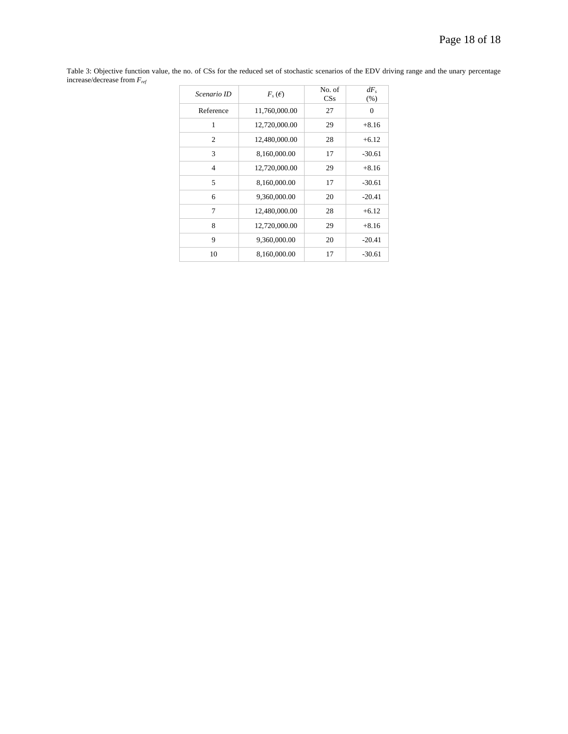Table 3: Objective function value, the no. of CSs for the reduced set of stochastic scenarios of the EDV driving range and the unary percentage increase/decrease from $F_{ref}$

| *Scenario ID* | $F_s$ (€) | No. of CSs | $dF_s$ (%) |
|---|---|---|---|
| Reference | 11,760,000.00 | 27 | 0 |
| 1 | 12,720,000.00 | 29 | +8.16 |
| 2 | 12,480,000.00 | 28 | +6.12 |
| 3 | 8,160,000.00 | 17 | -30.61 |
| 4 | 12,720,000.00 | 29 | +8.16 |
| 5 | 8,160,000.00 | 17 | -30.61 |
| 6 | 9,360,000.00 | 20 | -20.41 |
| 7 | 12,480,000.00 | 28 | +6.12 |
| 8 | 12,720,000.00 | 29 | +8.16 |
| 9 | 9,360,000.00 | 20 | -20.41 |
| 10 | 8,160,000.00 | 17 | -30.61 |